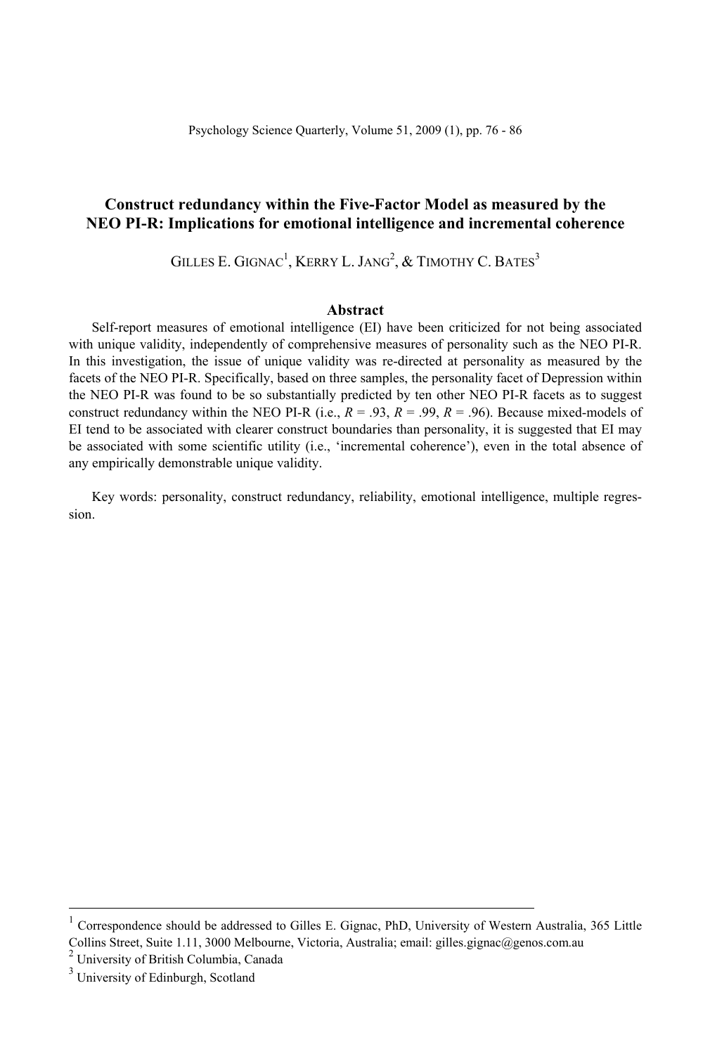# Construct redundancy within the Five-Factor Model as measured by the NEO PI-R: Implications for emotional intelligence and incremental coherence

GILLES E. GIGNAC[1], KERRY L. JANG[2], & TIMOTHY C. BATES[3]

## Abstract

Self-report measures of emotional intelligence (EI) have been criticized for not being associated with unique validity, independently of comprehensive measures of personality such as the NEO PI-R. In this investigation, the issue of unique validity was re-directed at personality as measured by the facets of the NEO PI-R. Specifically, based on three samples, the personality facet of Depression within the NEO PI-R was found to be so substantially predicted by ten other NEO PI-R facets as to suggest construct redundancy within the NEO PI-R (i.e., $R = .93$, $R = .99$, $R = .96$). Because mixed-models of EI tend to be associated with clearer construct boundaries than personality, it is suggested that EI may be associated with some scientific utility (i.e., 'incremental coherence'), even in the total absence of any empirically demonstrable unique validity.

Key words: personality, construct redundancy, reliability, emotional intelligence, multiple regression.

---

[1] Correspondence should be addressed to Gilles E. Gignac, PhD, University of Western Australia, 365 Little Collins Street, Suite 1.11, 3000 Melbourne, Victoria, Australia; email: gilles.gignac@genos.com.au

[2] University of British Columbia, Canada

[3] University of Edinburgh, Scotland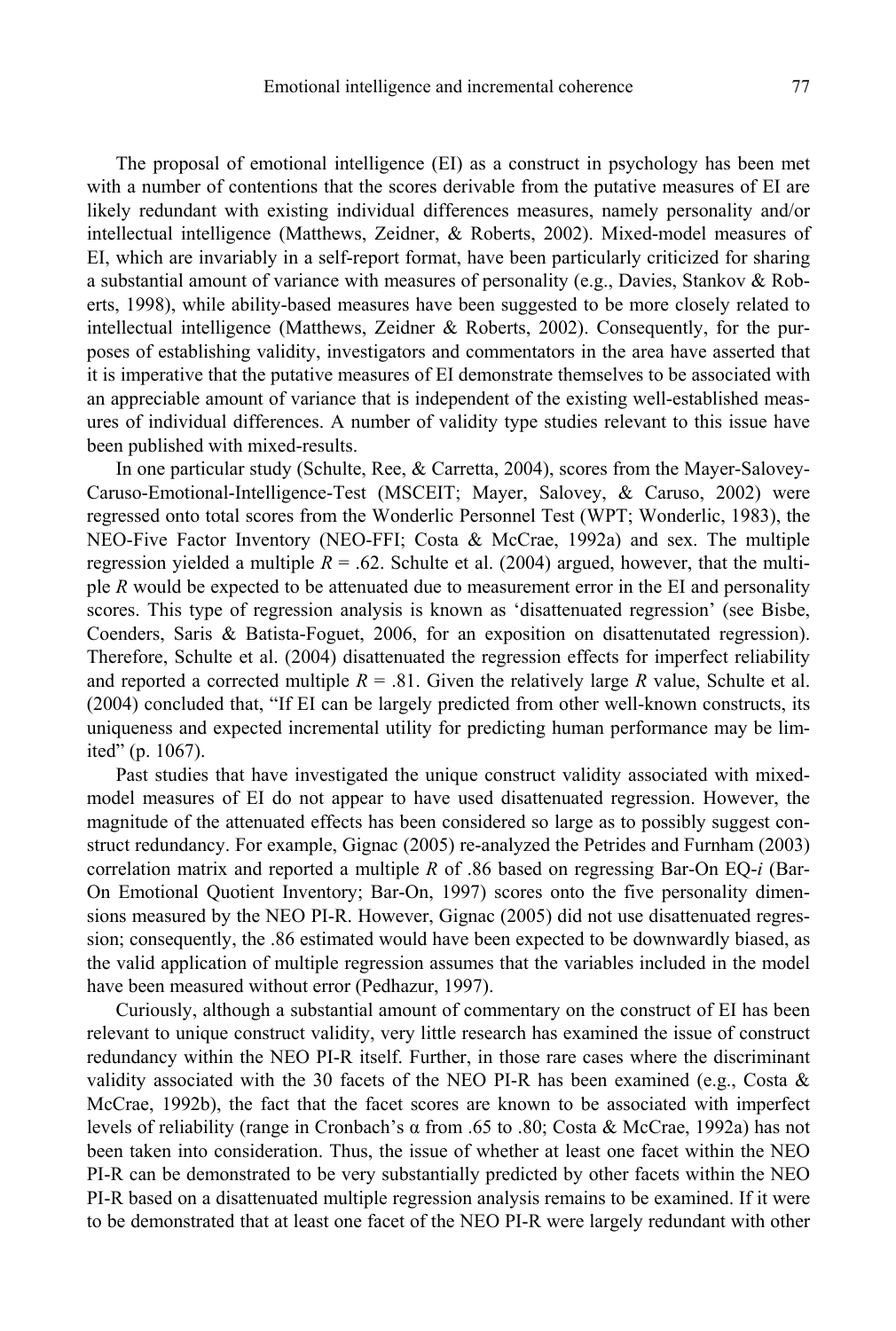The proposal of emotional intelligence (EI) as a construct in psychology has been met with a number of contentions that the scores derivable from the putative measures of EI are likely redundant with existing individual differences measures, namely personality and/or intellectual intelligence (Matthews, Zeidner, & Roberts, 2002). Mixed-model measures of EI, which are invariably in a self-report format, have been particularly criticized for sharing a substantial amount of variance with measures of personality (e.g., Davies, Stankov & Roberts, 1998), while ability-based measures have been suggested to be more closely related to intellectual intelligence (Matthews, Zeidner & Roberts, 2002). Consequently, for the purposes of establishing validity, investigators and commentators in the area have asserted that it is imperative that the putative measures of EI demonstrate themselves to be associated with an appreciable amount of variance that is independent of the existing well-established measures of individual differences. A number of validity type studies relevant to this issue have been published with mixed-results.

In one particular study (Schulte, Ree, & Carretta, 2004), scores from the Mayer-Salovey-Caruso-Emotional-Intelligence-Test (MSCEIT; Mayer, Salovey, & Caruso, 2002) were regressed onto total scores from the Wonderlic Personnel Test (WPT; Wonderlic, 1983), the NEO-Five Factor Inventory (NEO-FFI; Costa & McCrae, 1992a) and sex. The multiple regression yielded a multiple $R$ = .62. Schulte et al. (2004) argued, however, that the multiple $R$ would be expected to be attenuated due to measurement error in the EI and personality scores. This type of regression analysis is known as 'disattenuated regression' (see Bisbe, Coenders, Saris & Batista-Foguet, 2006, for an exposition on disattenutated regression). Therefore, Schulte et al. (2004) disattenuated the regression effects for imperfect reliability and reported a corrected multiple $R$ = .81. Given the relatively large $R$ value, Schulte et al. (2004) concluded that, "If EI can be largely predicted from other well-known constructs, its uniqueness and expected incremental utility for predicting human performance may be limited" (p. 1067).

Past studies that have investigated the unique construct validity associated with mixed-model measures of EI do not appear to have used disattenuated regression. However, the magnitude of the attenuated effects has been considered so large as to possibly suggest construct redundancy. For example, Gignac (2005) re-analyzed the Petrides and Furnham (2003) correlation matrix and reported a multiple $R$ of .86 based on regressing Bar-On EQ-*i* (Bar-On Emotional Quotient Inventory; Bar-On, 1997) scores onto the five personality dimensions measured by the NEO PI-R. However, Gignac (2005) did not use disattenuated regression; consequently, the .86 estimated would have been expected to be downwardly biased, as the valid application of multiple regression assumes that the variables included in the model have been measured without error (Pedhazur, 1997).

Curiously, although a substantial amount of commentary on the construct of EI has been relevant to unique construct validity, very little research has examined the issue of construct redundancy within the NEO PI-R itself. Further, in those rare cases where the discriminant validity associated with the 30 facets of the NEO PI-R has been examined (e.g., Costa & McCrae, 1992b), the fact that the facet scores are known to be associated with imperfect levels of reliability (range in Cronbach's α from .65 to .80; Costa & McCrae, 1992a) has not been taken into consideration. Thus, the issue of whether at least one facet within the NEO PI-R can be demonstrated to be very substantially predicted by other facets within the NEO PI-R based on a disattenuated multiple regression analysis remains to be examined. If it were to be demonstrated that at least one facet of the NEO PI-R were largely redundant with other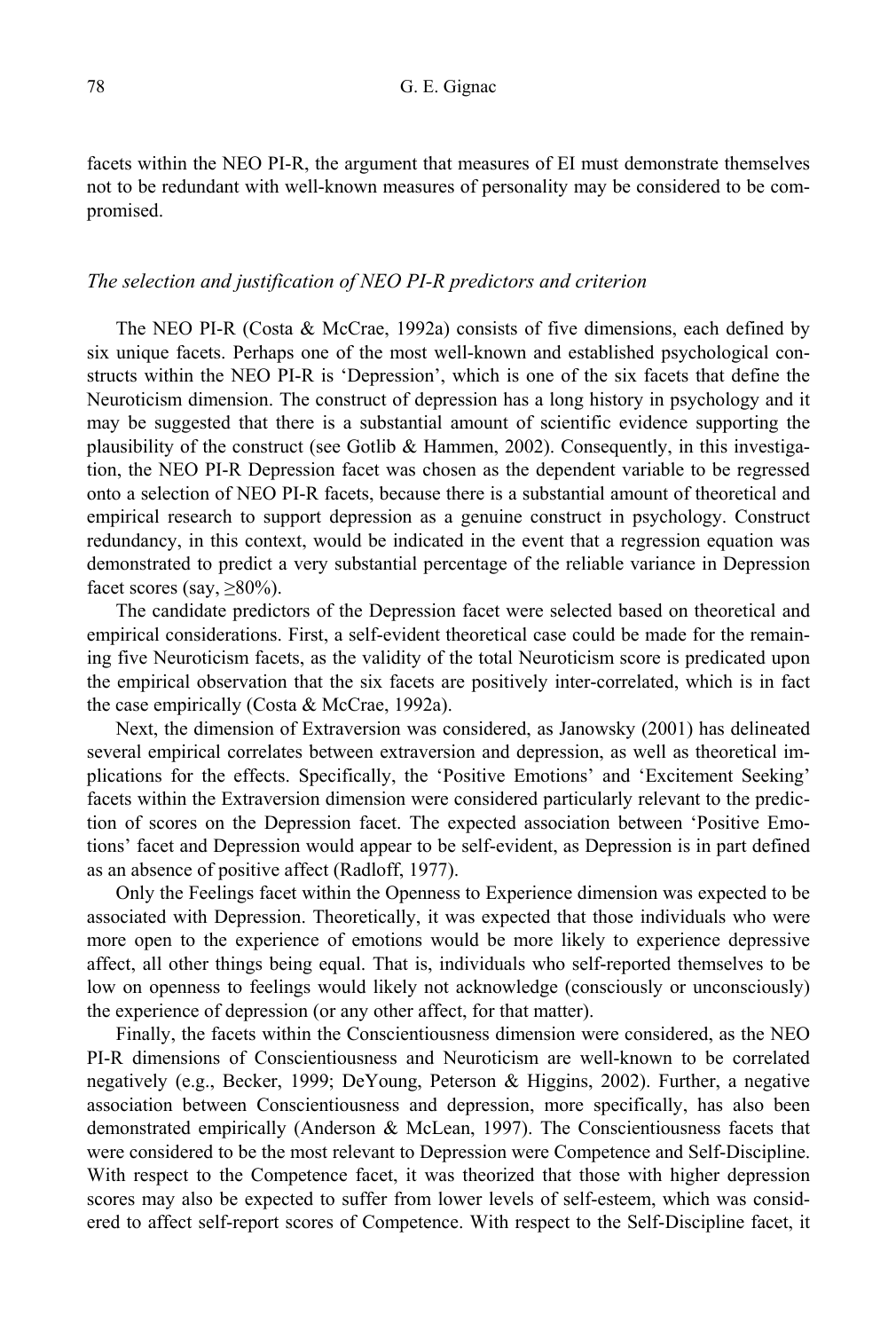facets within the NEO PI-R, the argument that measures of EI must demonstrate themselves not to be redundant with well-known measures of personality may be considered to be compromised.

### *The selection and justification of NEO PI-R predictors and criterion*

The NEO PI-R (Costa & McCrae, 1992a) consists of five dimensions, each defined by six unique facets. Perhaps one of the most well-known and established psychological constructs within the NEO PI-R is 'Depression', which is one of the six facets that define the Neuroticism dimension. The construct of depression has a long history in psychology and it may be suggested that there is a substantial amount of scientific evidence supporting the plausibility of the construct (see Gotlib & Hammen, 2002). Consequently, in this investigation, the NEO PI-R Depression facet was chosen as the dependent variable to be regressed onto a selection of NEO PI-R facets, because there is a substantial amount of theoretical and empirical research to support depression as a genuine construct in psychology. Construct redundancy, in this context, would be indicated in the event that a regression equation was demonstrated to predict a very substantial percentage of the reliable variance in Depression facet scores (say, ≥80%).

The candidate predictors of the Depression facet were selected based on theoretical and empirical considerations. First, a self-evident theoretical case could be made for the remaining five Neuroticism facets, as the validity of the total Neuroticism score is predicated upon the empirical observation that the six facets are positively inter-correlated, which is in fact the case empirically (Costa & McCrae, 1992a).

Next, the dimension of Extraversion was considered, as Janowsky (2001) has delineated several empirical correlates between extraversion and depression, as well as theoretical implications for the effects. Specifically, the 'Positive Emotions' and 'Excitement Seeking' facets within the Extraversion dimension were considered particularly relevant to the prediction of scores on the Depression facet. The expected association between 'Positive Emotions' facet and Depression would appear to be self-evident, as Depression is in part defined as an absence of positive affect (Radloff, 1977).

Only the Feelings facet within the Openness to Experience dimension was expected to be associated with Depression. Theoretically, it was expected that those individuals who were more open to the experience of emotions would be more likely to experience depressive affect, all other things being equal. That is, individuals who self-reported themselves to be low on openness to feelings would likely not acknowledge (consciously or unconsciously) the experience of depression (or any other affect, for that matter).

Finally, the facets within the Conscientiousness dimension were considered, as the NEO PI-R dimensions of Conscientiousness and Neuroticism are well-known to be correlated negatively (e.g., Becker, 1999; DeYoung, Peterson & Higgins, 2002). Further, a negative association between Conscientiousness and depression, more specifically, has also been demonstrated empirically (Anderson & McLean, 1997). The Conscientiousness facets that were considered to be the most relevant to Depression were Competence and Self-Discipline. With respect to the Competence facet, it was theorized that those with higher depression scores may also be expected to suffer from lower levels of self-esteem, which was considered to affect self-report scores of Competence. With respect to the Self-Discipline facet, it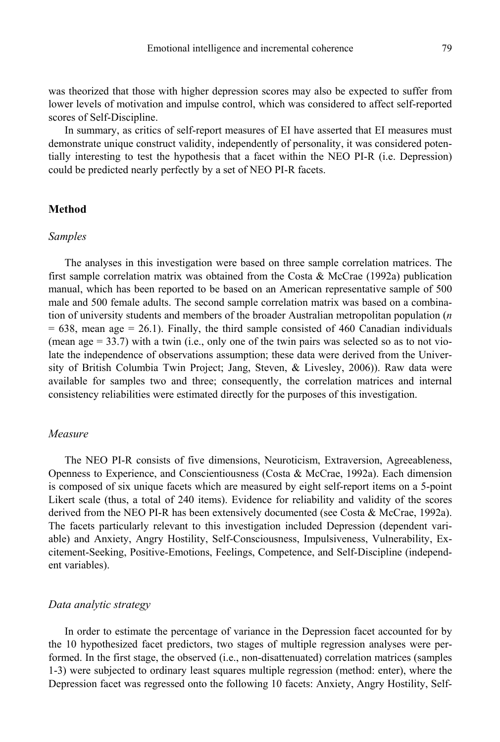was theorized that those with higher depression scores may also be expected to suffer from lower levels of motivation and impulse control, which was considered to affect self-reported scores of Self-Discipline.

In summary, as critics of self-report measures of EI have asserted that EI measures must demonstrate unique construct validity, independently of personality, it was considered potentially interesting to test the hypothesis that a facet within the NEO PI-R (i.e. Depression) could be predicted nearly perfectly by a set of NEO PI-R facets.

## Method

### *Samples*

The analyses in this investigation were based on three sample correlation matrices. The first sample correlation matrix was obtained from the Costa & McCrae (1992a) publication manual, which has been reported to be based on an American representative sample of 500 male and 500 female adults. The second sample correlation matrix was based on a combination of university students and members of the broader Australian metropolitan population ($n = 638$, mean age = 26.1). Finally, the third sample consisted of 460 Canadian individuals (mean age = 33.7) with a twin (i.e., only one of the twin pairs was selected so as to not violate the independence of observations assumption; these data were derived from the University of British Columbia Twin Project; Jang, Steven, & Livesley, 2006)). Raw data were available for samples two and three; consequently, the correlation matrices and internal consistency reliabilities were estimated directly for the purposes of this investigation.

### *Measure*

The NEO PI-R consists of five dimensions, Neuroticism, Extraversion, Agreeableness, Openness to Experience, and Conscientiousness (Costa & McCrae, 1992a). Each dimension is composed of six unique facets which are measured by eight self-report items on a 5-point Likert scale (thus, a total of 240 items). Evidence for reliability and validity of the scores derived from the NEO PI-R has been extensively documented (see Costa & McCrae, 1992a). The facets particularly relevant to this investigation included Depression (dependent variable) and Anxiety, Angry Hostility, Self-Consciousness, Impulsiveness, Vulnerability, Excitement-Seeking, Positive-Emotions, Feelings, Competence, and Self-Discipline (independent variables).

### *Data analytic strategy*

In order to estimate the percentage of variance in the Depression facet accounted for by the 10 hypothesized facet predictors, two stages of multiple regression analyses were performed. In the first stage, the observed (i.e., non-disattenuated) correlation matrices (samples 1-3) were subjected to ordinary least squares multiple regression (method: enter), where the Depression facet was regressed onto the following 10 facets: Anxiety, Angry Hostility, Self-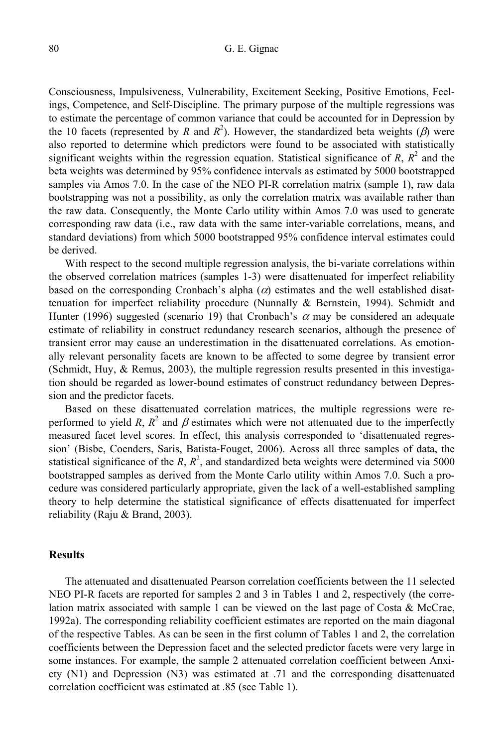Consciousness, Impulsiveness, Vulnerability, Excitement Seeking, Positive Emotions, Feelings, Competence, and Self-Discipline. The primary purpose of the multiple regressions was to estimate the percentage of common variance that could be accounted for in Depression by the 10 facets (represented by $R$ and $R^2$). However, the standardized beta weights ($\beta$) were also reported to determine which predictors were found to be associated with statistically significant weights within the regression equation. Statistical significance of $R$, $R^2$ and the beta weights was determined by 95% confidence intervals as estimated by 5000 bootstrapped samples via Amos 7.0. In the case of the NEO PI-R correlation matrix (sample 1), raw data bootstrapping was not a possibility, as only the correlation matrix was available rather than the raw data. Consequently, the Monte Carlo utility within Amos 7.0 was used to generate corresponding raw data (i.e., raw data with the same inter-variable correlations, means, and standard deviations) from which 5000 bootstrapped 95% confidence interval estimates could be derived.

With respect to the second multiple regression analysis, the bi-variate correlations within the observed correlation matrices (samples 1-3) were disattenuated for imperfect reliability based on the corresponding Cronbach's alpha ($\alpha$) estimates and the well established disattenuation for imperfect reliability procedure (Nunnally & Bernstein, 1994). Schmidt and Hunter (1996) suggested (scenario 19) that Cronbach's $\alpha$ may be considered an adequate estimate of reliability in construct redundancy research scenarios, although the presence of transient error may cause an underestimation in the disattenuated correlations. As emotionally relevant personality facets are known to be affected to some degree by transient error (Schmidt, Huy, & Remus, 2003), the multiple regression results presented in this investigation should be regarded as lower-bound estimates of construct redundancy between Depression and the predictor facets.

Based on these disattenuated correlation matrices, the multiple regressions were re-performed to yield $R$, $R^2$ and $\beta$ estimates which were not attenuated due to the imperfectly measured facet level scores. In effect, this analysis corresponded to 'disattenuated regression' (Bisbe, Coenders, Saris, Batista-Fouget, 2006). Across all three samples of data, the statistical significance of the $R$, $R^2$, and standardized beta weights were determined via 5000 bootstrapped samples as derived from the Monte Carlo utility within Amos 7.0. Such a procedure was considered particularly appropriate, given the lack of a well-established sampling theory to help determine the statistical significance of effects disattenuated for imperfect reliability (Raju & Brand, 2003).

## Results

The attenuated and disattenuated Pearson correlation coefficients between the 11 selected NEO PI-R facets are reported for samples 2 and 3 in Tables 1 and 2, respectively (the correlation matrix associated with sample 1 can be viewed on the last page of Costa & McCrae, 1992a). The corresponding reliability coefficient estimates are reported on the main diagonal of the respective Tables. As can be seen in the first column of Tables 1 and 2, the correlation coefficients between the Depression facet and the selected predictor facets were very large in some instances. For example, the sample 2 attenuated correlation coefficient between Anxiety (N1) and Depression (N3) was estimated at .71 and the corresponding disattenuated correlation coefficient was estimated at .85 (see Table 1).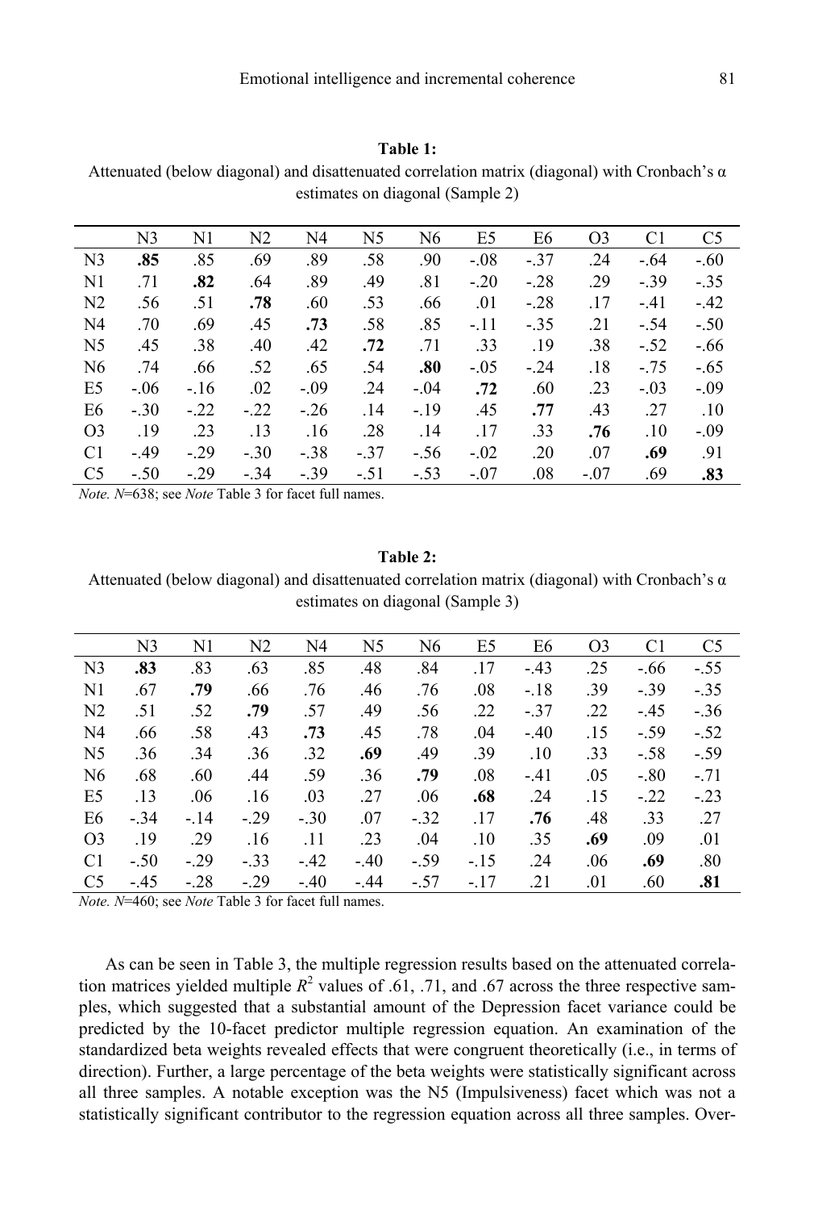**Table 1:**
Attenuated (below diagonal) and disattenuated correlation matrix (diagonal) with Cronbach's α estimates on diagonal (Sample 2)

| | N3 | N1 | N2 | N4 | N5 | N6 | E5 | E6 | O3 | C1 | C5 |
|---|---|---|---|---|---|---|---|---|---|---|---|
| N3 | **.85** | .85 | .69 | .89 | .58 | .90 | -.08 | -.37 | .24 | -.64 | -.60 |
| N1 | .71 | **.82** | .64 | .89 | .49 | .81 | -.20 | -.28 | .29 | -.39 | -.35 |
| N2 | .56 | .51 | **.78** | .60 | .53 | .66 | .01 | -.28 | .17 | -.41 | -.42 |
| N4 | .70 | .69 | .45 | **.73** | .58 | .85 | -.11 | -.35 | .21 | -.54 | -.50 |
| N5 | .45 | .38 | .40 | .42 | **.72** | .71 | .33 | .19 | .38 | -.52 | -.66 |
| N6 | .74 | .66 | .52 | .65 | .54 | **.80** | -.05 | -.24 | .18 | -.75 | -.65 |
| E5 | -.06 | -.16 | .02 | -.09 | .24 | -.04 | **.72** | .60 | .23 | -.03 | -.09 |
| E6 | -.30 | -.22 | -.22 | -.26 | .14 | -.19 | .45 | **.77** | .43 | .27 | .10 |
| O3 | .19 | .23 | .13 | .16 | .28 | .14 | .17 | .33 | **.76** | .10 | -.09 |
| C1 | -.49 | -.29 | -.30 | -.38 | -.37 | -.56 | -.02 | .20 | .07 | **.69** | .91 |
| C5 | -.50 | -.29 | -.34 | -.39 | -.51 | -.53 | -.07 | .08 | -.07 | .69 | **.83** |

*Note.* *N*=638; see *Note* Table 3 for facet full names.

**Table 2:**
Attenuated (below diagonal) and disattenuated correlation matrix (diagonal) with Cronbach's α estimates on diagonal (Sample 3)

| | N3 | N1 | N2 | N4 | N5 | N6 | E5 | E6 | O3 | C1 | C5 |
|---|---|---|---|---|---|---|---|---|---|---|---|
| N3 | **.83** | .83 | .63 | .85 | .48 | .84 | .17 | -.43 | .25 | -.66 | -.55 |
| N1 | .67 | **.79** | .66 | .76 | .46 | .76 | .08 | -.18 | .39 | -.39 | -.35 |
| N2 | .51 | .52 | **.79** | .57 | .49 | .56 | .22 | -.37 | .22 | -.45 | -.36 |
| N4 | .66 | .58 | .43 | **.73** | .45 | .78 | .04 | -.40 | .15 | -.59 | -.52 |
| N5 | .36 | .34 | .36 | .32 | **.69** | .49 | .39 | .10 | .33 | -.58 | -.59 |
| N6 | .68 | .60 | .44 | .59 | .36 | **.79** | .08 | -.41 | .05 | -.80 | -.71 |
| E5 | .13 | .06 | .16 | .03 | .27 | .06 | **.68** | .24 | .15 | -.22 | -.23 |
| E6 | -.34 | -.14 | -.29 | -.30 | .07 | -.32 | .17 | **.76** | .48 | .33 | .27 |
| O3 | .19 | .29 | .16 | .11 | .23 | .04 | .10 | .35 | **.69** | .09 | .01 |
| C1 | -.50 | -.29 | -.33 | -.42 | -.40 | -.59 | -.15 | .24 | .06 | **.69** | .80 |
| C5 | -.45 | -.28 | -.29 | -.40 | -.44 | -.57 | -.17 | .21 | .01 | .60 | **.81** |

*Note.* *N*=460; see *Note* Table 3 for facet full names.

As can be seen in Table 3, the multiple regression results based on the attenuated correlation matrices yielded multiple $R^2$ values of .61, .71, and .67 across the three respective samples, which suggested that a substantial amount of the Depression facet variance could be predicted by the 10-facet predictor multiple regression equation. An examination of the standardized beta weights revealed effects that were congruent theoretically (i.e., in terms of direction). Further, a large percentage of the beta weights were statistically significant across all three samples. A notable exception was the N5 (Impulsiveness) facet which was not a statistically significant contributor to the regression equation across all three samples. Over-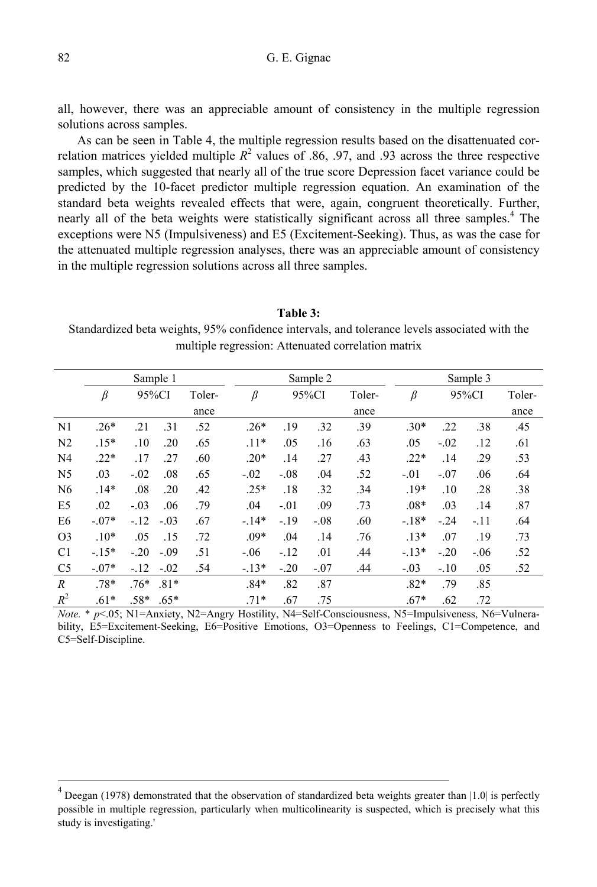all, however, there was an appreciable amount of consistency in the multiple regression solutions across samples.

As can be seen in Table 4, the multiple regression results based on the disattenuated correlation matrices yielded multiple $R^2$ values of .86, .97, and .93 across the three respective samples, which suggested that nearly all of the true score Depression facet variance could be predicted by the 10-facet predictor multiple regression equation. An examination of the standard beta weights revealed effects that were, again, congruent theoretically. Further, nearly all of the beta weights were statistically significant across all three samples.[4] The exceptions were N5 (Impulsiveness) and E5 (Excitement-Seeking). Thus, as was the case for the attenuated multiple regression analyses, there was an appreciable amount of consistency in the multiple regression solutions across all three samples.

**Table 3:**
Standardized beta weights, 95% confidence intervals, and tolerance levels associated with the multiple regression: Attenuated correlation matrix

| | Sample 1 | | | | Sample 2 | | | | Sample 3 | | | |
|---|---|---|---|---|---|---|---|---|---|---|---|---|
| | $\beta$ | 95%CI | | Tolerance | $\beta$ | 95%CI | | Tolerance | $\beta$ | 95%CI | | Tolerance |
| N1 | .26* | .21 | .31 | .52 | .26* | .19 | .32 | .39 | .30* | .22 | .38 | .45 |
| N2 | .15* | .10 | .20 | .65 | .11* | .05 | .16 | .63 | .05 | -.02 | .12 | .61 |
| N4 | .22* | .17 | .27 | .60 | .20* | .14 | .27 | .43 | .22* | .14 | .29 | .53 |
| N5 | .03 | -.02 | .08 | .65 | -.02 | -.08 | .04 | .52 | -.01 | -.07 | .06 | .64 |
| N6 | .14* | .08 | .20 | .42 | .25* | .18 | .32 | .34 | .19* | .10 | .28 | .38 |
| E5 | .02 | -.03 | .06 | .79 | .04 | -.01 | .09 | .73 | .08* | .03 | .14 | .87 |
| E6 | -.07* | -.12 | -.03 | .67 | -.14* | -.19 | -.08 | .60 | -.18* | -.24 | -.11 | .64 |
| O3 | .10* | .05 | .15 | .72 | .09* | .04 | .14 | .76 | .13* | .07 | .19 | .73 |
| C1 | -.15* | -.20 | -.09 | .51 | -.06 | -.12 | .01 | .44 | -.13* | -.20 | -.06 | .52 |
| C5 | -.07* | -.12 | -.02 | .54 | -.13* | -.20 | -.07 | .44 | -.03 | -.10 | .05 | .52 |
| $R$ | .78* | .76* | .81* | | .84* | .82 | .87 | | .82* | .79 | .85 | |
| $R^2$ | .61* | .58* | .65* | | .71* | .67 | .75 | | .67* | .62 | .72 | |

*Note.* * $p$<.05; N1=Anxiety, N2=Angry Hostility, N4=Self-Consciousness, N5=Impulsiveness, N6=Vulnerability, E5=Excitement-Seeking, E6=Positive Emotions, O3=Openness to Feelings, C1=Competence, and C5=Self-Discipline.

[4] Deegan (1978) demonstrated that the observation of standardized beta weights greater than |1.0| is perfectly possible in multiple regression, particularly when multicolinearity is suspected, which is precisely what this study is investigating.'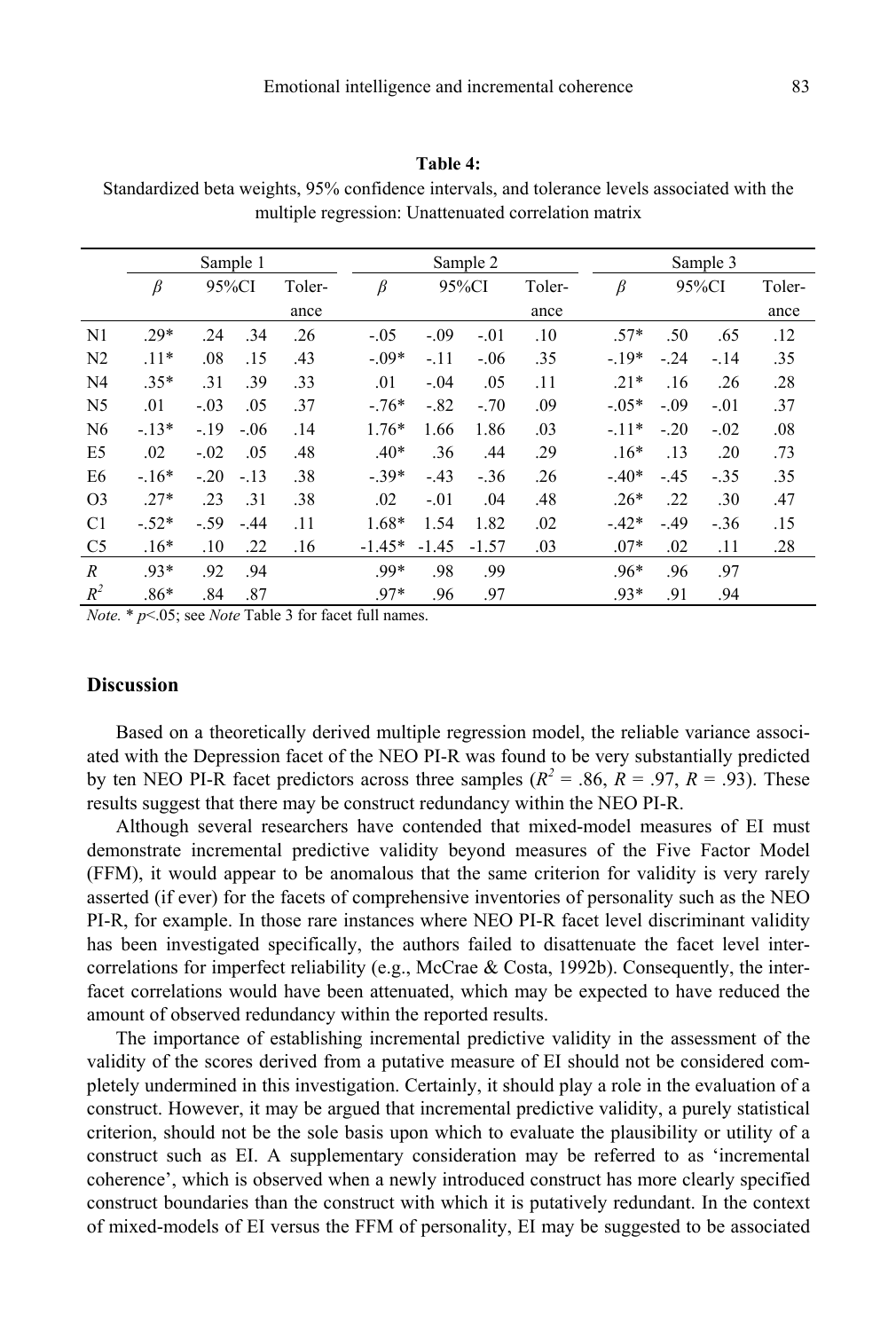**Table 4:**
Standardized beta weights, 95% confidence intervals, and tolerance levels associated with the multiple regression: Unattenuated correlation matrix

| | Sample 1 | | | | Sample 2 | | | | Sample 3 | | | |
|---|---|---|---|---|---|---|---|---|---|---|---|---|
| | $\beta$ | 95%CI | | Tolerance | $\beta$ | 95%CI | | Tolerance | $\beta$ | 95%CI | | Tolerance |
| N1 | .29* | .24 | .34 | .26 | -.05 | -.09 | -.01 | .10 | .57* | .50 | .65 | .12 |
| N2 | .11* | .08 | .15 | .43 | -.09* | -.11 | -.06 | .35 | -.19* | -.24 | -.14 | .35 |
| N4 | .35* | .31 | .39 | .33 | .01 | -.04 | .05 | .11 | .21* | .16 | .26 | .28 |
| N5 | .01 | -.03 | .05 | .37 | -.76* | -.82 | -.70 | .09 | -.05* | -.09 | -.01 | .37 |
| N6 | -.13* | -.19 | -.06 | .14 | 1.76* | 1.66 | 1.86 | .03 | -.11* | -.20 | -.02 | .08 |
| E5 | .02 | -.02 | .05 | .48 | .40* | .36 | .44 | .29 | .16* | .13 | .20 | .73 |
| E6 | -.16* | -.20 | -.13 | .38 | -.39* | -.43 | -.36 | .26 | -.40* | -.45 | -.35 | .35 |
| O3 | .27* | .23 | .31 | .38 | .02 | -.01 | .04 | .48 | .26* | .22 | .30 | .47 |
| C1 | -.52* | -.59 | -.44 | .11 | 1.68* | 1.54 | 1.82 | .02 | -.42* | -.49 | -.36 | .15 |
| C5 | .16* | .10 | .22 | .16 | -1.45* | -1.45 | -1.57 | .03 | .07* | .02 | .11 | .28 |
| $R$ | .93* | .92 | .94 | | .99* | .98 | .99 | | .96* | .96 | .97 | |
| $R^2$ | .86* | .84 | .87 | | .97* | .96 | .97 | | .93* | .91 | .94 | |

*Note.* * $p$<.05; see *Note* Table 3 for facet full names.

## Discussion

Based on a theoretically derived multiple regression model, the reliable variance associated with the Depression facet of the NEO PI-R was found to be very substantially predicted by ten NEO PI-R facet predictors across three samples ($R^2$ = .86, $R$ = .97, $R$ = .93). These results suggest that there may be construct redundancy within the NEO PI-R.

Although several researchers have contended that mixed-model measures of EI must demonstrate incremental predictive validity beyond measures of the Five Factor Model (FFM), it would appear to be anomalous that the same criterion for validity is very rarely asserted (if ever) for the facets of comprehensive inventories of personality such as the NEO PI-R, for example. In those rare instances where NEO PI-R facet level discriminant validity has been investigated specifically, the authors failed to disattenuate the facet level inter-correlations for imperfect reliability (e.g., McCrae & Costa, 1992b). Consequently, the inter-facet correlations would have been attenuated, which may be expected to have reduced the amount of observed redundancy within the reported results.

The importance of establishing incremental predictive validity in the assessment of the validity of the scores derived from a putative measure of EI should not be considered completely undermined in this investigation. Certainly, it should play a role in the evaluation of a construct. However, it may be argued that incremental predictive validity, a purely statistical criterion, should not be the sole basis upon which to evaluate the plausibility or utility of a construct such as EI. A supplementary consideration may be referred to as 'incremental coherence', which is observed when a newly introduced construct has more clearly specified construct boundaries than the construct with which it is putatively redundant. In the context of mixed-models of EI versus the FFM of personality, EI may be suggested to be associated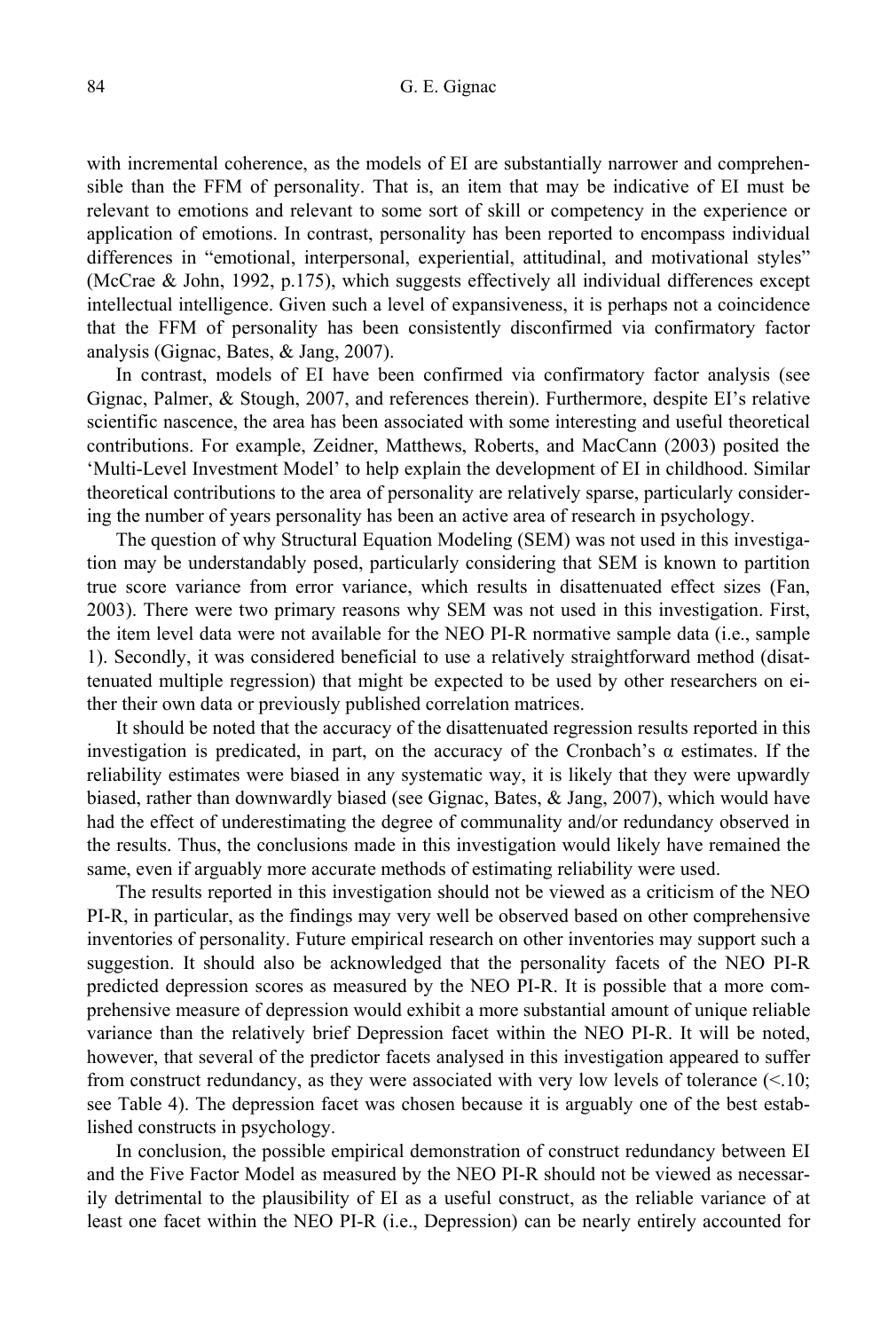with incremental coherence, as the models of EI are substantially narrower and comprehensible than the FFM of personality. That is, an item that may be indicative of EI must be relevant to emotions and relevant to some sort of skill or competency in the experience or application of emotions. In contrast, personality has been reported to encompass individual differences in "emotional, interpersonal, experiential, attitudinal, and motivational styles" (McCrae & John, 1992, p.175), which suggests effectively all individual differences except intellectual intelligence. Given such a level of expansiveness, it is perhaps not a coincidence that the FFM of personality has been consistently disconfirmed via confirmatory factor analysis (Gignac, Bates, & Jang, 2007).

In contrast, models of EI have been confirmed via confirmatory factor analysis (see Gignac, Palmer, & Stough, 2007, and references therein). Furthermore, despite EI's relative scientific nascence, the area has been associated with some interesting and useful theoretical contributions. For example, Zeidner, Matthews, Roberts, and MacCann (2003) posited the 'Multi-Level Investment Model' to help explain the development of EI in childhood. Similar theoretical contributions to the area of personality are relatively sparse, particularly considering the number of years personality has been an active area of research in psychology.

The question of why Structural Equation Modeling (SEM) was not used in this investigation may be understandably posed, particularly considering that SEM is known to partition true score variance from error variance, which results in disattenuated effect sizes (Fan, 2003). There were two primary reasons why SEM was not used in this investigation. First, the item level data were not available for the NEO PI-R normative sample data (i.e., sample 1). Secondly, it was considered beneficial to use a relatively straightforward method (disattenuated multiple regression) that might be expected to be used by other researchers on either their own data or previously published correlation matrices.

It should be noted that the accuracy of the disattenuated regression results reported in this investigation is predicated, in part, on the accuracy of the Cronbach's α estimates. If the reliability estimates were biased in any systematic way, it is likely that they were upwardly biased, rather than downwardly biased (see Gignac, Bates, & Jang, 2007), which would have had the effect of underestimating the degree of communality and/or redundancy observed in the results. Thus, the conclusions made in this investigation would likely have remained the same, even if arguably more accurate methods of estimating reliability were used.

The results reported in this investigation should not be viewed as a criticism of the NEO PI-R, in particular, as the findings may very well be observed based on other comprehensive inventories of personality. Future empirical research on other inventories may support such a suggestion. It should also be acknowledged that the personality facets of the NEO PI-R predicted depression scores as measured by the NEO PI-R. It is possible that a more comprehensive measure of depression would exhibit a more substantial amount of unique reliable variance than the relatively brief Depression facet within the NEO PI-R. It will be noted, however, that several of the predictor facets analysed in this investigation appeared to suffer from construct redundancy, as they were associated with very low levels of tolerance (<.10; see Table 4). The depression facet was chosen because it is arguably one of the best established constructs in psychology.

In conclusion, the possible empirical demonstration of construct redundancy between EI and the Five Factor Model as measured by the NEO PI-R should not be viewed as necessarily detrimental to the plausibility of EI as a useful construct, as the reliable variance of at least one facet within the NEO PI-R (i.e., Depression) can be nearly entirely accounted for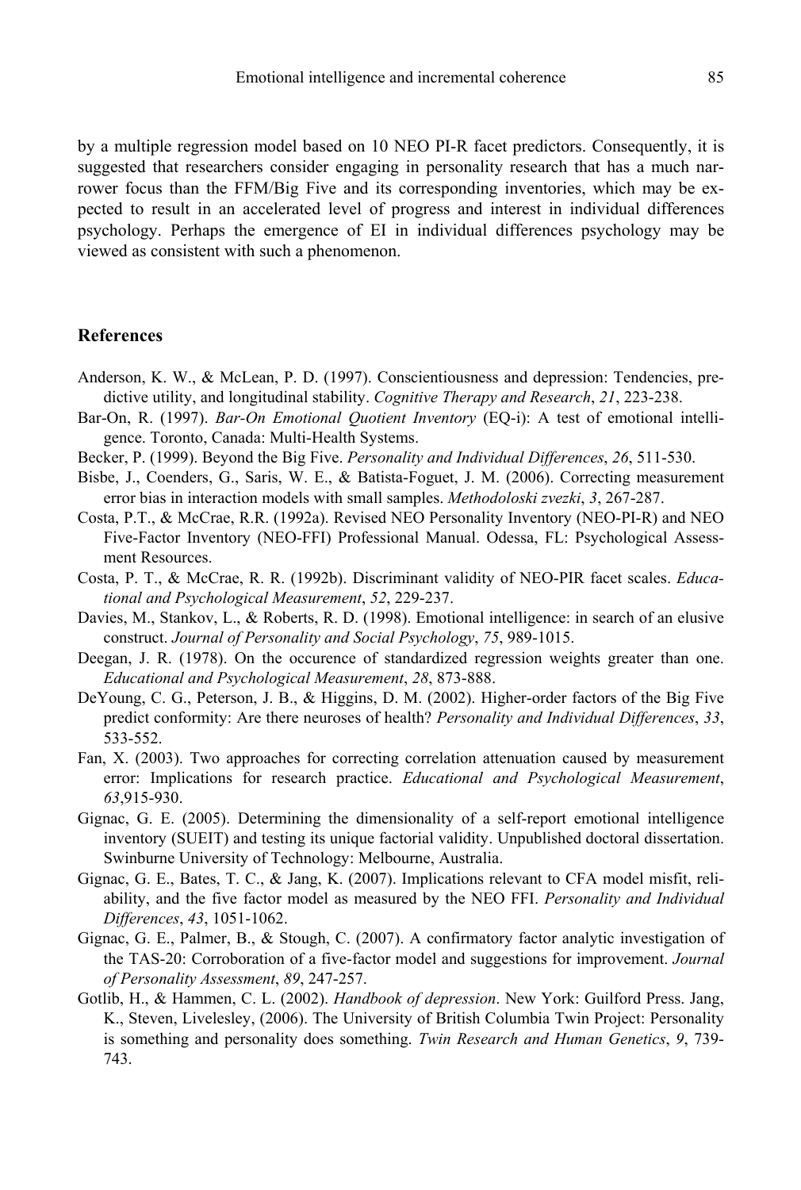by a multiple regression model based on 10 NEO PI-R facet predictors. Consequently, it is suggested that researchers consider engaging in personality research that has a much narrower focus than the FFM/Big Five and its corresponding inventories, which may be expected to result in an accelerated level of progress and interest in individual differences psychology. Perhaps the emergence of EI in individual differences psychology may be viewed as consistent with such a phenomenon.

## References

Anderson, K. W., & McLean, P. D. (1997). Conscientiousness and depression: Tendencies, predictive utility, and longitudinal stability. *Cognitive Therapy and Research*, *21*, 223-238.

Bar-On, R. (1997). *Bar-On Emotional Quotient Inventory* (EQ-i): A test of emotional intelligence. Toronto, Canada: Multi-Health Systems.

Becker, P. (1999). Beyond the Big Five. *Personality and Individual Differences*, *26*, 511-530.

Bisbe, J., Coenders, G., Saris, W. E., & Batista-Foguet, J. M. (2006). Correcting measurement error bias in interaction models with small samples. *Methodoloski zvezki*, *3*, 267-287.

Costa, P.T., & McCrae, R.R. (1992a). Revised NEO Personality Inventory (NEO-PI-R) and NEO Five-Factor Inventory (NEO-FFI) Professional Manual. Odessa, FL: Psychological Assessment Resources.

Costa, P. T., & McCrae, R. R. (1992b). Discriminant validity of NEO-PIR facet scales. *Educational and Psychological Measurement*, *52*, 229-237.

Davies, M., Stankov, L., & Roberts, R. D. (1998). Emotional intelligence: in search of an elusive construct. *Journal of Personality and Social Psychology*, *75*, 989-1015.

Deegan, J. R. (1978). On the occurence of standardized regression weights greater than one. *Educational and Psychological Measurement*, *28*, 873-888.

DeYoung, C. G., Peterson, J. B., & Higgins, D. M. (2002). Higher-order factors of the Big Five predict conformity: Are there neuroses of health? *Personality and Individual Differences*, *33*, 533-552.

Fan, X. (2003). Two approaches for correcting correlation attenuation caused by measurement error: Implications for research practice. *Educational and Psychological Measurement*, *63*,915-930.

Gignac, G. E. (2005). Determining the dimensionality of a self-report emotional intelligence inventory (SUEIT) and testing its unique factorial validity. Unpublished doctoral dissertation. Swinburne University of Technology: Melbourne, Australia.

Gignac, G. E., Bates, T. C., & Jang, K. (2007). Implications relevant to CFA model misfit, reliability, and the five factor model as measured by the NEO FFI. *Personality and Individual Differences*, *43*, 1051-1062.

Gignac, G. E., Palmer, B., & Stough, C. (2007). A confirmatory factor analytic investigation of the TAS-20: Corroboration of a five-factor model and suggestions for improvement. *Journal of Personality Assessment*, *89*, 247-257.

Gotlib, H., & Hammen, C. L. (2002). *Handbook of depression*. New York: Guilford Press. Jang, K., Steven, Livelesley, (2006). The University of British Columbia Twin Project: Personality is something and personality does something. *Twin Research and Human Genetics*, *9*, 739-743.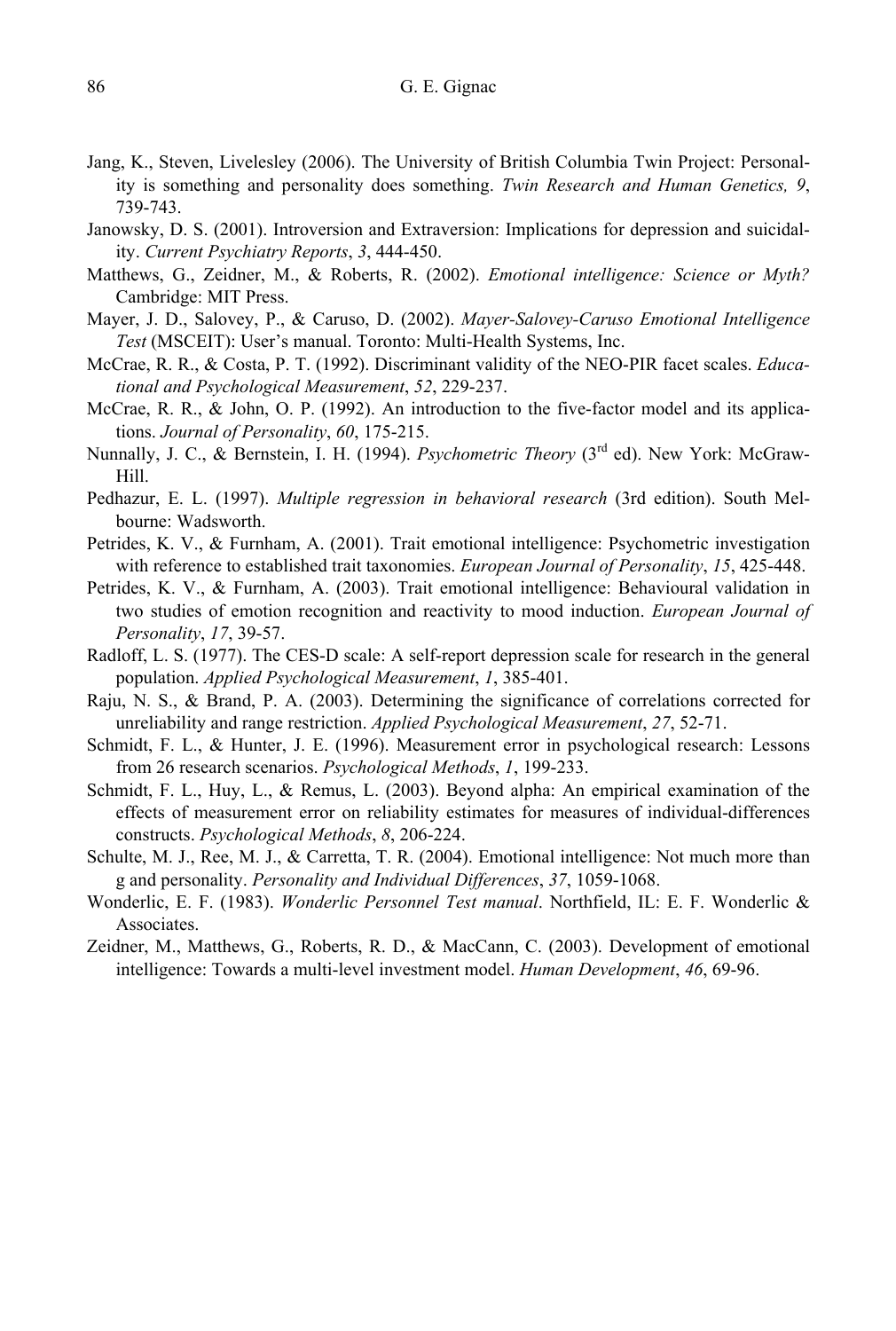Jang, K., Steven, Livelesley (2006). The University of British Columbia Twin Project: Personality is something and personality does something. *Twin Research and Human Genetics, 9*, 739-743.

Janowsky, D. S. (2001). Introversion and Extraversion: Implications for depression and suicidality. *Current Psychiatry Reports*, *3*, 444-450.

Matthews, G., Zeidner, M., & Roberts, R. (2002). *Emotional intelligence: Science or Myth?* Cambridge: MIT Press.

Mayer, J. D., Salovey, P., & Caruso, D. (2002). *Mayer-Salovey-Caruso Emotional Intelligence Test* (MSCEIT): User's manual. Toronto: Multi-Health Systems, Inc.

McCrae, R. R., & Costa, P. T. (1992). Discriminant validity of the NEO-PIR facet scales. *Educational and Psychological Measurement*, *52*, 229-237.

McCrae, R. R., & John, O. P. (1992). An introduction to the five-factor model and its applications. *Journal of Personality*, *60*, 175-215.

Nunnally, J. C., & Bernstein, I. H. (1994). *Psychometric Theory* (3rd ed). New York: McGraw-Hill.

Pedhazur, E. L. (1997). *Multiple regression in behavioral research* (3rd edition). South Melbourne: Wadsworth.

Petrides, K. V., & Furnham, A. (2001). Trait emotional intelligence: Psychometric investigation with reference to established trait taxonomies. *European Journal of Personality*, *15*, 425-448.

Petrides, K. V., & Furnham, A. (2003). Trait emotional intelligence: Behavioural validation in two studies of emotion recognition and reactivity to mood induction. *European Journal of Personality*, *17*, 39-57.

Radloff, L. S. (1977). The CES-D scale: A self-report depression scale for research in the general population. *Applied Psychological Measurement*, *1*, 385-401.

Raju, N. S., & Brand, P. A. (2003). Determining the significance of correlations corrected for unreliability and range restriction. *Applied Psychological Measurement*, *27*, 52-71.

Schmidt, F. L., & Hunter, J. E. (1996). Measurement error in psychological research: Lessons from 26 research scenarios. *Psychological Methods*, *1*, 199-233.

Schmidt, F. L., Huy, L., & Remus, L. (2003). Beyond alpha: An empirical examination of the effects of measurement error on reliability estimates for measures of individual-differences constructs. *Psychological Methods*, *8*, 206-224.

Schulte, M. J., Ree, M. J., & Carretta, T. R. (2004). Emotional intelligence: Not much more than g and personality. *Personality and Individual Differences*, *37*, 1059-1068.

Wonderlic, E. F. (1983). *Wonderlic Personnel Test manual*. Northfield, IL: E. F. Wonderlic & Associates.

Zeidner, M., Matthews, G., Roberts, R. D., & MacCann, C. (2003). Development of emotional intelligence: Towards a multi-level investment model. *Human Development*, *46*, 69-96.